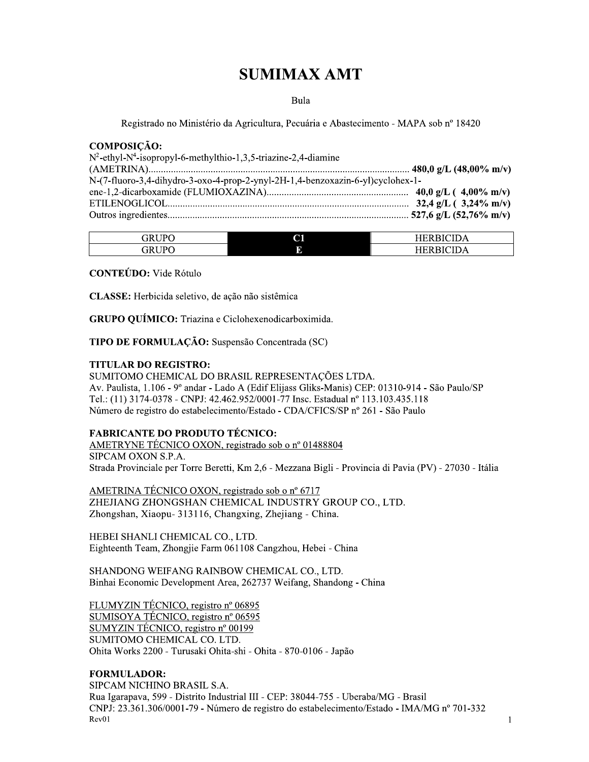# SUMIMAX AMT

Bula

Registrado no Ministério da Agricultura, Pecuária e Abastecimento - MAPA sob nº 18420

**COMPOSIÇÃO:**

$N^2$-ethyl-$N^4$-isopropyl-6-methylthio-1,3,5-triazine-2,4-diamine (AMETRINA)........................................................................................................ **480,0 g/L (48,00% m/v)**

N-(7-fluoro-3,4-dihydro-3-oxo-4-prop-2-ynyl-2H-1,4-benzoxazin-6-yl)cyclohex-1-ene-1,2-dicarboxamide (FLUMIOXAZINA)........................................................ **40,0 g/L ( 4,00% m/v)**

ETILENOGLICOL................................................................................................ **32,4 g/L ( 3,24% m/v)**

Outros ingredientes................................................................................................ **527,6 g/L (52,76% m/v)**

| | | |
|---|---|---|
| GRUPO | **C1** | HERBICIDA |
| GRUPO | **E** | HERBICIDA |

**CONTEÚDO:** Vide Rótulo

**CLASSE:** Herbicida seletivo, de ação não sistêmica

**GRUPO QUÍMICO:** Triazina e Ciclohexenodicarboximida.

**TIPO DE FORMULAÇÃO:** Suspensão Concentrada (SC)

**TITULAR DO REGISTRO:**

SUMITOMO CHEMICAL DO BRASIL REPRESENTAÇÕES LTDA.
Av. Paulista, 1.106 - 9º andar - Lado A (Edif Elijass Gliks-Manis) CEP: 01310-914 - São Paulo/SP
Tel.: (11) 3174-0378 - CNPJ: 42.462.952/0001-77 Insc. Estadual nº 113.103.435.118
Número de registro do estabelecimento/Estado - CDA/CFICS/SP nº 261 - São Paulo

**FABRICANTE DO PRODUTO TÉCNICO:**

AMETRYNE TÉCNICO OXON, registrado sob o nº 01488804
SIPCAM OXON S.P.A.
Strada Provinciale per Torre Beretti, Km 2,6 - Mezzana Bigli - Provincia di Pavia (PV) - 27030 - Itália

AMETRINA TÉCNICO OXON, registrado sob o nº 6717
ZHEJIANG ZHONGSHAN CHEMICAL INDUSTRY GROUP CO., LTD.
Zhongshan, Xiaopu- 313116, Changxing, Zhejiang - China.

HEBEI SHANLI CHEMICAL CO., LTD.
Eighteenth Team, Zhongjie Farm 061108 Cangzhou, Hebei - China

SHANDONG WEIFANG RAINBOW CHEMICAL CO., LTD.
Binhai Economic Development Area, 262737 Weifang, Shandong - China

FLUMYZIN TÉCNICO, registro nº 06895
SUMISOYA TÉCNICO, registro nº 06595
SUMYZIN TÉCNICO, registro nº 00199
SUMITOMO CHEMICAL CO. LTD.
Ohita Works 2200 - Turusaki Ohita-shi - Ohita - 870-0106 - Japão

**FORMULADOR:**

SIPCAM NICHINO BRASIL S.A.
Rua Igarapava, 599 - Distrito Industrial III - CEP: 38044-755 - Uberaba/MG - Brasil
CNPJ: 23.361.306/0001-79 - Número de registro do estabelecimento/Estado - IMA/MG nº 701-332

Rev01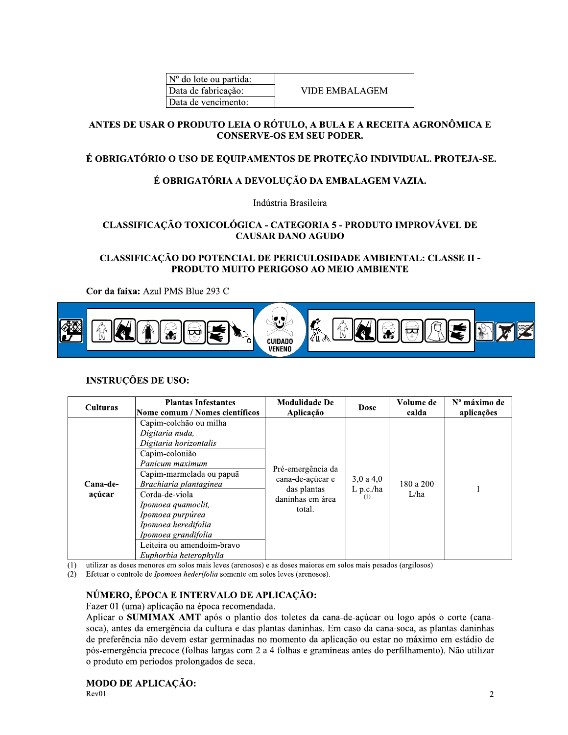| | |
|---|---|
| Nº do lote ou partida: | VIDE EMBALAGEM |
| Data de fabricação: | |
| Data de vencimento: | |

**ANTES DE USAR O PRODUTO LEIA O RÓTULO, A BULA E A RECEITA AGRONÔMICA E CONSERVE-OS EM SEU PODER.**

**É OBRIGATÓRIO O USO DE EQUIPAMENTOS DE PROTEÇÃO INDIVIDUAL. PROTEJA-SE.**

**É OBRIGATÓRIA A DEVOLUÇÃO DA EMBALAGEM VAZIA.**

Indústria Brasileira

**CLASSIFICAÇÃO TOXICOLÓGICA - CATEGORIA 5 - PRODUTO IMPROVÁVEL DE CAUSAR DANO AGUDO**

**CLASSIFICAÇÃO DO POTENCIAL DE PERICULOSIDADE AMBIENTAL: CLASSE II - PRODUTO MUITO PERIGOSO AO MEIO AMBIENTE**

**Cor da faixa:** Azul PMS Blue 293 C

CUIDADO VENENO

## INSTRUÇÕES DE USO:

| Culturas | Plantas Infestantes Nome comum / Nomes científicos | Modalidade De Aplicação | Dose | Volume de calda | Nº máximo de aplicações |
|---|---|---|---|---|---|
| **Cana-de-açúcar** | Capim-colchão ou milha *Digitaria nuda, Digitaria horizontalis* | Pré-emergência da cana-de-açúcar e das plantas daninhas em área total. | 3,0 a 4,0 L p.c./ha (1) | 180 a 200 L/ha | 1 |
| | Capim-colonião *Panicum maximum* | | | | |
| | Capim-marmelada ou papuã *Brachiaria plantaginea* | | | | |
| | Corda-de-viola *Ipomoea quamoclit, Ipomoea purpúrea, Ipomoea heredifolia, Ipomoea grandifolia* | | | | |
| | Leiteira ou amendoim-bravo *Euphorbia heterophylla* | | | | |

(1) utilizar as doses menores em solos mais leves (arenosos) e as doses maiores em solos mais pesados (argilosos)
(2) Efetuar o controle de *Ipomoea hederifolia* somente em solos leves (arenosos).

### NÚMERO, ÉPOCA E INTERVALO DE APLICAÇÃO:

Fazer 01 (uma) aplicação na época recomendada.
Aplicar o **SUMIMAX AMT** após o plantio dos toletes da cana-de-açúcar ou logo após o corte (cana-soca), antes da emergência da cultura e das plantas daninhas. Em caso da cana-soca, as plantas daninhas de preferência não devem estar germinadas no momento da aplicação ou estar no máximo em estádio de pós-emergência precoce (folhas largas com 2 a 4 folhas e gramíneas antes do perfilhamento). Não utilizar o produto em períodos prolongados de seca.

### MODO DE APLICAÇÃO:

Rev01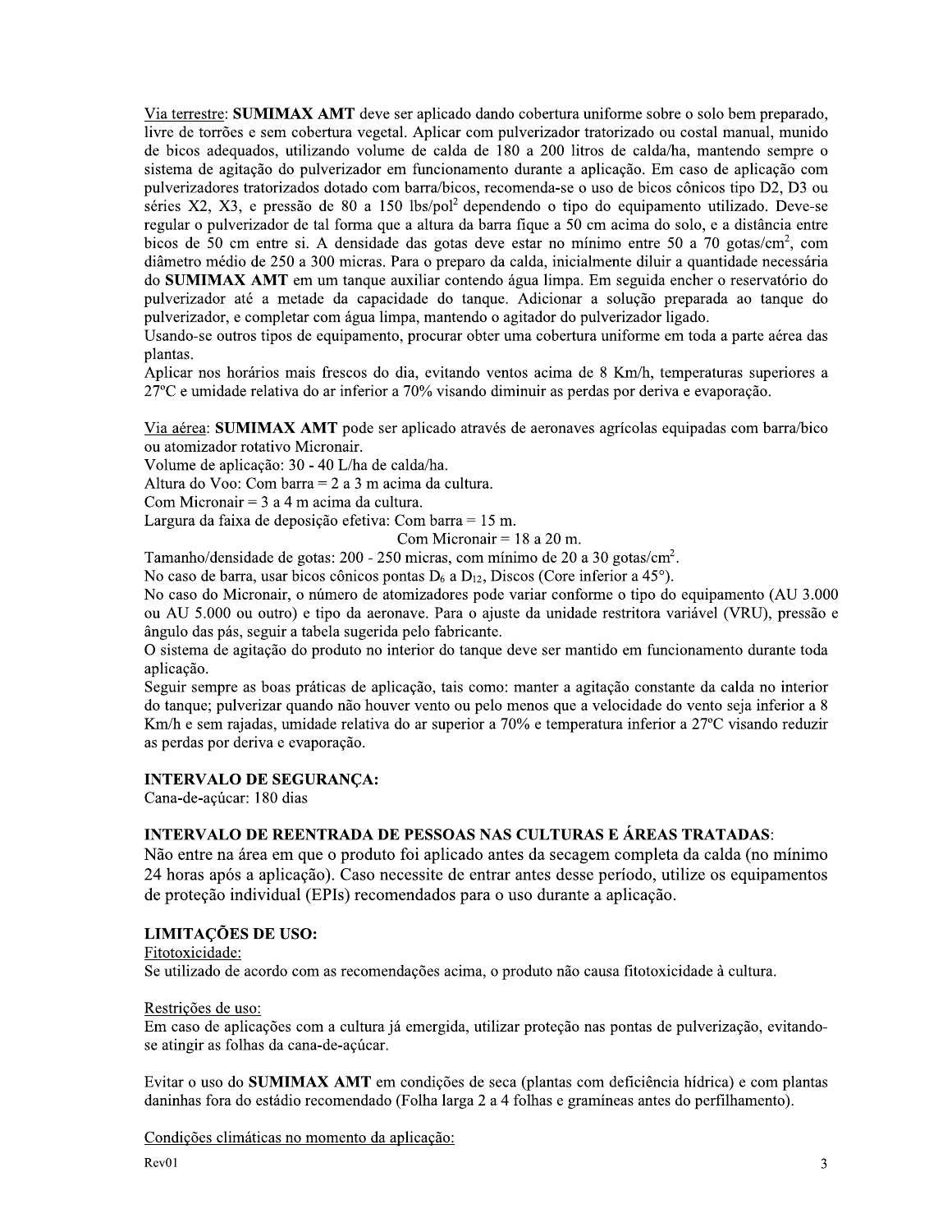Via terrestre: **SUMIMAX AMT** deve ser aplicado dando cobertura uniforme sobre o solo bem preparado, livre de torrões e sem cobertura vegetal. Aplicar com pulverizador tratorizado ou costal manual, munido de bicos adequados, utilizando volume de calda de 180 a 200 litros de calda/ha, mantendo sempre o sistema de agitação do pulverizador em funcionamento durante a aplicação. Em caso de aplicação com pulverizadores tratorizados dotado com barra/bicos, recomenda-se o uso de bicos cônicos tipo D2, D3 ou séries X2, X3, e pressão de 80 a 150 lbs/pol$^2$ dependendo o tipo do equipamento utilizado. Deve-se regular o pulverizador de tal forma que a altura da barra fique a 50 cm acima do solo, e a distância entre bicos de 50 cm entre si. A densidade das gotas deve estar no mínimo entre 50 a 70 gotas/cm$^2$, com diâmetro médio de 250 a 300 micras. Para o preparo da calda, inicialmente diluir a quantidade necessária do **SUMIMAX AMT** em um tanque auxiliar contendo água limpa. Em seguida encher o reservatório do pulverizador até a metade da capacidade do tanque. Adicionar a solução preparada ao tanque do pulverizador, e completar com água limpa, mantendo o agitador do pulverizador ligado.

Usando-se outros tipos de equipamento, procurar obter uma cobertura uniforme em toda a parte aérea das plantas.

Aplicar nos horários mais frescos do dia, evitando ventos acima de 8 Km/h, temperaturas superiores a 27ºC e umidade relativa do ar inferior a 70% visando diminuir as perdas por deriva e evaporação.

Via aérea: **SUMIMAX AMT** pode ser aplicado através de aeronaves agrícolas equipadas com barra/bico ou atomizador rotativo Micronair.

Volume de aplicação: 30 - 40 L/ha de calda/ha.

Altura do Voo: Com barra = 2 a 3 m acima da cultura.

Com Micronair = 3 a 4 m acima da cultura.

Largura da faixa de deposição efetiva: Com barra = 15 m.

Com Micronair = 18 a 20 m.

Tamanho/densidade de gotas: 200 - 250 micras, com mínimo de 20 a 30 gotas/cm$^2$.

No caso de barra, usar bicos cônicos pontas $D_6$ a $D_{12}$, Discos (Core inferior a 45°).

No caso do Micronair, o número de atomizadores pode variar conforme o tipo do equipamento (AU 3.000 ou AU 5.000 ou outro) e tipo da aeronave. Para o ajuste da unidade restritora variável (VRU), pressão e ângulo das pás, seguir a tabela sugerida pelo fabricante.

O sistema de agitação do produto no interior do tanque deve ser mantido em funcionamento durante toda aplicação.

Seguir sempre as boas práticas de aplicação, tais como: manter a agitação constante da calda no interior do tanque; pulverizar quando não houver vento ou pelo menos que a velocidade do vento seja inferior a 8 Km/h e sem rajadas, umidade relativa do ar superior a 70% e temperatura inferior a 27ºC visando reduzir as perdas por deriva e evaporação.

## INTERVALO DE SEGURANÇA:

Cana-de-açúcar: 180 dias

## INTERVALO DE REENTRADA DE PESSOAS NAS CULTURAS E ÁREAS TRATADAS:

Não entre na área em que o produto foi aplicado antes da secagem completa da calda (no mínimo 24 horas após a aplicação). Caso necessite de entrar antes desse período, utilize os equipamentos de proteção individual (EPIs) recomendados para o uso durante a aplicação.

## LIMITAÇÕES DE USO:

Fitotoxicidade:

Se utilizado de acordo com as recomendações acima, o produto não causa fitotoxicidade à cultura.

Restrições de uso:

Em caso de aplicações com a cultura já emergida, utilizar proteção nas pontas de pulverização, evitando-se atingir as folhas da cana-de-açúcar.

Evitar o uso do **SUMIMAX AMT** em condições de seca (plantas com deficiência hídrica) e com plantas daninhas fora do estádio recomendado (Folha larga 2 a 4 folhas e gramíneas antes do perfilhamento).

Condições climáticas no momento da aplicação: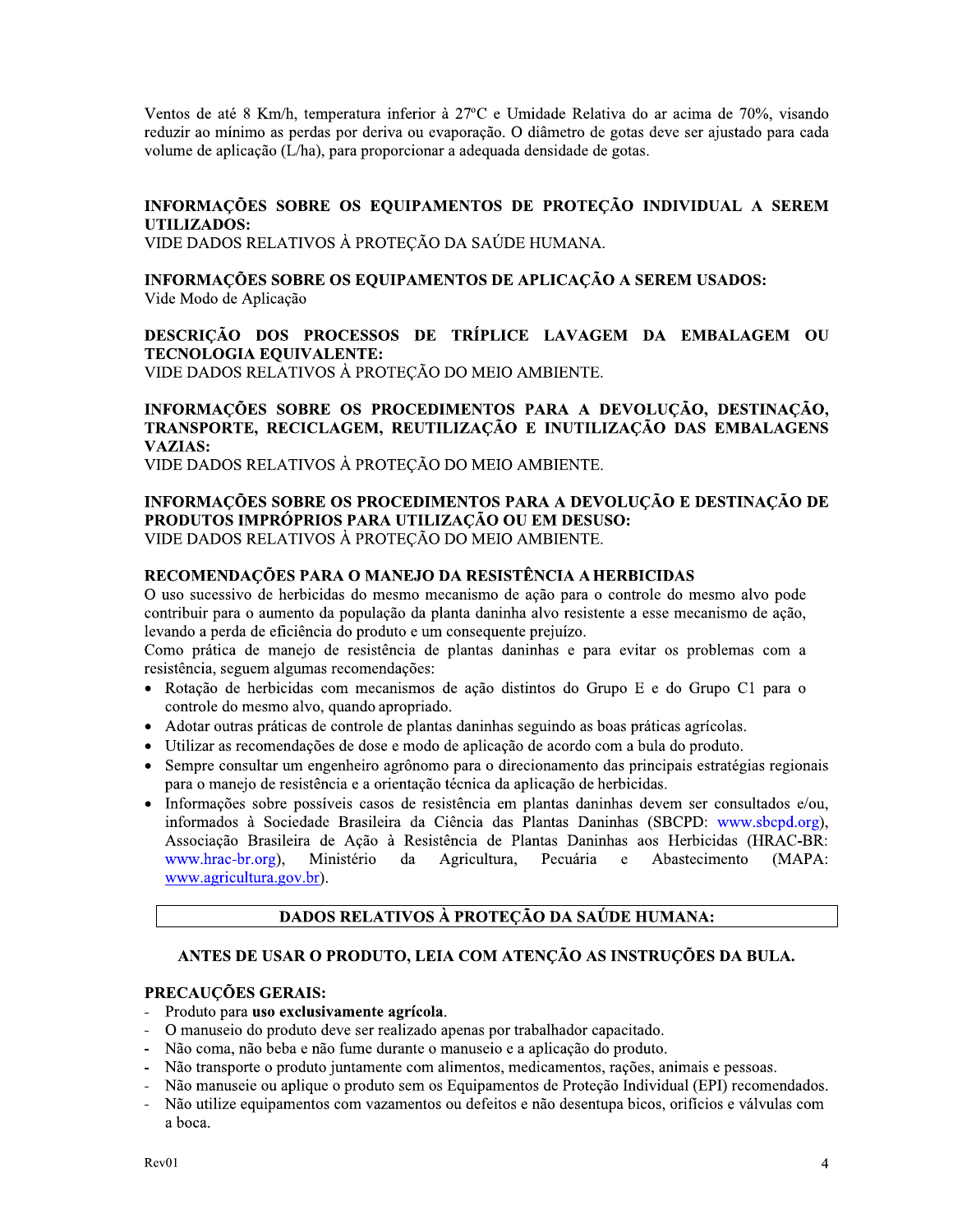Ventos de até 8 Km/h, temperatura inferior à 27ºC e Umidade Relativa do ar acima de 70%, visando reduzir ao mínimo as perdas por deriva ou evaporação. O diâmetro de gotas deve ser ajustado para cada volume de aplicação (L/ha), para proporcionar a adequada densidade de gotas.

**INFORMAÇÕES SOBRE OS EQUIPAMENTOS DE PROTEÇÃO INDIVIDUAL A SEREM UTILIZADOS:**
VIDE DADOS RELATIVOS À PROTEÇÃO DA SAÚDE HUMANA.

**INFORMAÇÕES SOBRE OS EQUIPAMENTOS DE APLICAÇÃO A SEREM USADOS:**
Vide Modo de Aplicação

**DESCRIÇÃO DOS PROCESSOS DE TRÍPLICE LAVAGEM DA EMBALAGEM OU TECNOLOGIA EQUIVALENTE:**
VIDE DADOS RELATIVOS À PROTEÇÃO DO MEIO AMBIENTE.

**INFORMAÇÕES SOBRE OS PROCEDIMENTOS PARA A DEVOLUÇÃO, DESTINAÇÃO, TRANSPORTE, RECICLAGEM, REUTILIZAÇÃO E INUTILIZAÇÃO DAS EMBALAGENS VAZIAS:**
VIDE DADOS RELATIVOS À PROTEÇÃO DO MEIO AMBIENTE.

**INFORMAÇÕES SOBRE OS PROCEDIMENTOS PARA A DEVOLUÇÃO E DESTINAÇÃO DE PRODUTOS IMPRÓPRIOS PARA UTILIZAÇÃO OU EM DESUSO:**
VIDE DADOS RELATIVOS À PROTEÇÃO DO MEIO AMBIENTE.

**RECOMENDAÇÕES PARA O MANEJO DA RESISTÊNCIA A HERBICIDAS**
O uso sucessivo de herbicidas do mesmo mecanismo de ação para o controle do mesmo alvo pode contribuir para o aumento da população da planta daninha alvo resistente a esse mecanismo de ação, levando a perda de eficiência do produto e um consequente prejuízo.
Como prática de manejo de resistência de plantas daninhas e para evitar os problemas com a resistência, seguem algumas recomendações:

- Rotação de herbicidas com mecanismos de ação distintos do Grupo E e do Grupo C1 para o controle do mesmo alvo, quando apropriado.
- Adotar outras práticas de controle de plantas daninhas seguindo as boas práticas agrícolas.
- Utilizar as recomendações de dose e modo de aplicação de acordo com a bula do produto.
- Sempre consultar um engenheiro agrônomo para o direcionamento das principais estratégias regionais para o manejo de resistência e a orientação técnica da aplicação de herbicidas.
- Informações sobre possíveis casos de resistência em plantas daninhas devem ser consultados e/ou, informados à Sociedade Brasileira da Ciência das Plantas Daninhas (SBCPD: www.sbcpd.org), Associação Brasileira de Ação à Resistência de Plantas Daninhas aos Herbicidas (HRAC-BR: www.hrac-br.org), Ministério da Agricultura, Pecuária e Abastecimento (MAPA: www.agricultura.gov.br).

## DADOS RELATIVOS À PROTEÇÃO DA SAÚDE HUMANA:

**ANTES DE USAR O PRODUTO, LEIA COM ATENÇÃO AS INSTRUÇÕES DA BULA.**

**PRECAUÇÕES GERAIS:**

- Produto para **uso exclusivamente agrícola**.
- O manuseio do produto deve ser realizado apenas por trabalhador capacitado.
- Não coma, não beba e não fume durante o manuseio e a aplicação do produto.
- Não transporte o produto juntamente com alimentos, medicamentos, rações, animais e pessoas.
- Não manuseie ou aplique o produto sem os Equipamentos de Proteção Individual (EPI) recomendados.
- Não utilize equipamentos com vazamentos ou defeitos e não desentupa bicos, orifícios e válvulas com a boca.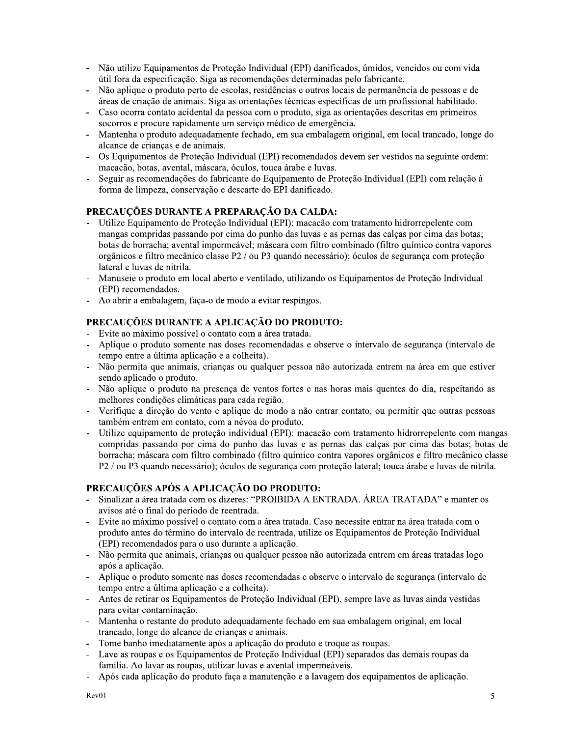- Não utilize Equipamentos de Proteção Individual (EPI) danificados, úmidos, vencidos ou com vida útil fora da especificação. Siga as recomendações determinadas pelo fabricante.
- Não aplique o produto perto de escolas, residências e outros locais de permanência de pessoas e de áreas de criação de animais. Siga as orientações técnicas específicas de um profissional habilitado.
- Caso ocorra contato acidental da pessoa com o produto, siga as orientações descritas em primeiros socorros e procure rapidamente um serviço médico de emergência.
- Mantenha o produto adequadamente fechado, em sua embalagem original, em local trancado, longe do alcance de crianças e de animais.
- Os Equipamentos de Proteção Individual (EPI) recomendados devem ser vestidos na seguinte ordem: macacão, botas, avental, máscara, óculos, touca árabe e luvas.
- Seguir as recomendações do fabricante do Equipamento de Proteção Individual (EPI) com relação à forma de limpeza, conservação e descarte do EPI danificado.

**PRECAUÇÕES DURANTE A PREPARAÇÃO DA CALDA:**

- Utilize Equipamento de Proteção Individual (EPI): macacão com tratamento hidrorrepelente com mangas compridas passando por cima do punho das luvas e as pernas das calças por cima das botas; botas de borracha; avental impermeável; máscara com filtro combinado (filtro químico contra vapores orgânicos e filtro mecânico classe P2 / ou P3 quando necessário); óculos de segurança com proteção lateral e luvas de nitrila.
- Manuseie o produto em local aberto e ventilado, utilizando os Equipamentos de Proteção Individual (EPI) recomendados.
- Ao abrir a embalagem, faça-o de modo a evitar respingos.

**PRECAUÇÕES DURANTE A APLICAÇÃO DO PRODUTO:**

- Evite ao máximo possível o contato com a área tratada.
- Aplique o produto somente nas doses recomendadas e observe o intervalo de segurança (intervalo de tempo entre a última aplicação e a colheita).
- Não permita que animais, crianças ou qualquer pessoa não autorizada entrem na área em que estiver sendo aplicado o produto.
- Não aplique o produto na presença de ventos fortes e nas horas mais quentes do dia, respeitando as melhores condições climáticas para cada região.
- Verifique a direção do vento e aplique de modo a não entrar contato, ou permitir que outras pessoas também entrem em contato, com a névoa do produto.
- Utilize equipamento de proteção individual (EPI): macacão com tratamento hidrorrepelente com mangas compridas passando por cima do punho das luvas e as pernas das calças por cima das botas; botas de borracha; máscara com filtro combinado (filtro químico contra vapores orgânicos e filtro mecânico classe P2 / ou P3 quando necessário); óculos de segurança com proteção lateral; touca árabe e luvas de nitrila.

**PRECAUÇÕES APÓS A APLICAÇÃO DO PRODUTO:**

- Sinalizar a área tratada com os dizeres: "PROIBIDA A ENTRADA. ÁREA TRATADA" e manter os avisos até o final do período de reentrada.
- Evite ao máximo possível o contato com a área tratada. Caso necessite entrar na área tratada com o produto antes do término do intervalo de reentrada, utilize os Equipamentos de Proteção Individual (EPI) recomendados para o uso durante a aplicação.
- Não permita que animais, crianças ou qualquer pessoa não autorizada entrem em áreas tratadas logo após a aplicação.
- Aplique o produto somente nas doses recomendadas e observe o intervalo de segurança (intervalo de tempo entre a última aplicação e a colheita).
- Antes de retirar os Equipamentos de Proteção Individual (EPI), sempre lave as luvas ainda vestidas para evitar contaminação.
- Mantenha o restante do produto adequadamente fechado em sua embalagem original, em local trancado, longe do alcance de crianças e animais.
- Tome banho imediatamente após a aplicação do produto e troque as roupas.
- Lave as roupas e os Equipamentos de Proteção Individual (EPI) separados das demais roupas da família. Ao lavar as roupas, utilizar luvas e avental impermeáveis.
- Após cada aplicação do produto faça a manutenção e a lavagem dos equipamentos de aplicação.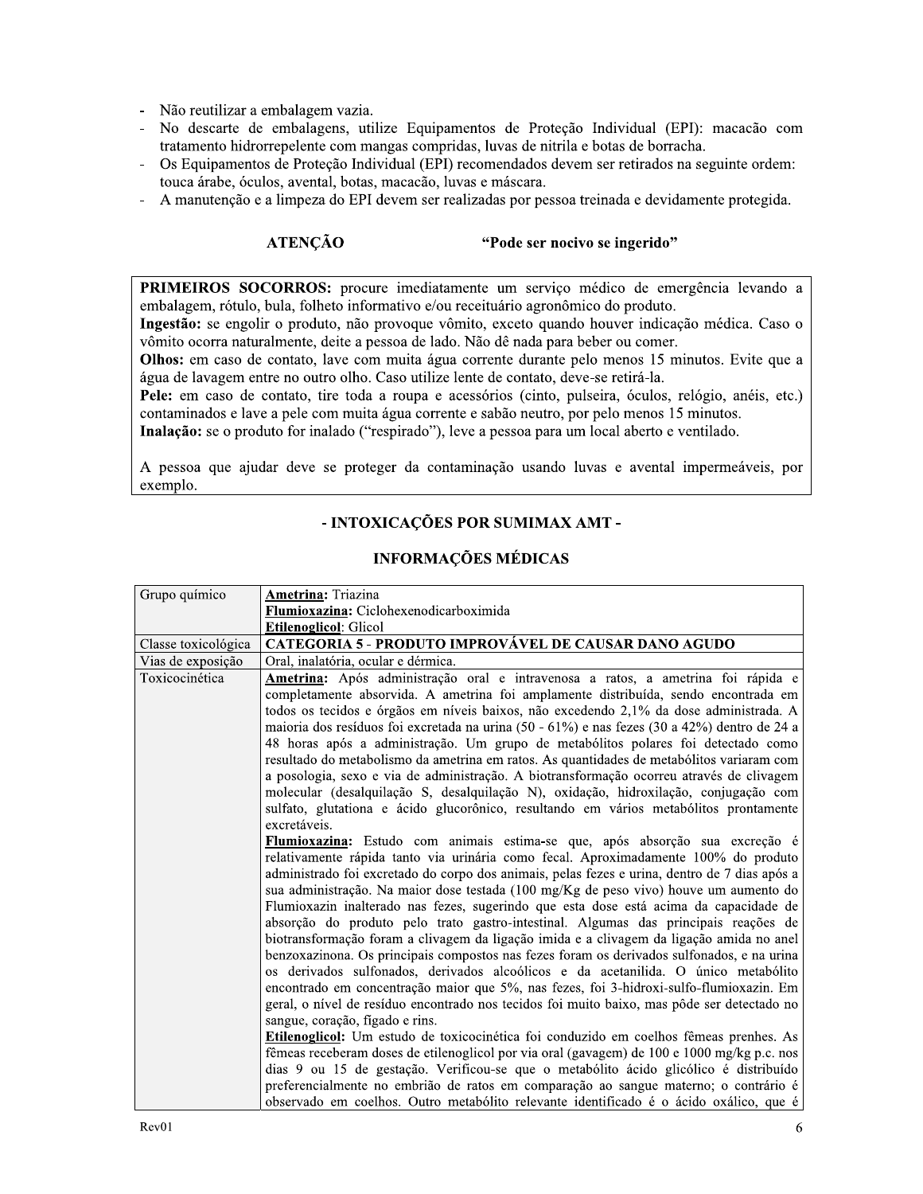- Não reutilizar a embalagem vazia.
- No descarte de embalagens, utilize Equipamentos de Proteção Individual (EPI): macacão com tratamento hidrorrepelente com mangas compridas, luvas de nitrila e botas de borracha.
- Os Equipamentos de Proteção Individual (EPI) recomendados devem ser retirados na seguinte ordem: touca árabe, óculos, avental, botas, macacão, luvas e máscara.
- A manutenção e a limpeza do EPI devem ser realizadas por pessoa treinada e devidamente protegida.

**ATENÇÃO** **"Pode ser nocivo se ingerido"**

**PRIMEIROS SOCORROS:** procure imediatamente um serviço médico de emergência levando a embalagem, rótulo, bula, folheto informativo e/ou receituário agronômico do produto.
**Ingestão:** se engolir o produto, não provoque vômito, exceto quando houver indicação médica. Caso o vômito ocorra naturalmente, deite a pessoa de lado. Não dê nada para beber ou comer.
**Olhos:** em caso de contato, lave com muita água corrente durante pelo menos 15 minutos. Evite que a água de lavagem entre no outro olho. Caso utilize lente de contato, deve-se retirá-la.
**Pele:** em caso de contato, tire toda a roupa e acessórios (cinto, pulseira, óculos, relógio, anéis, etc.) contaminados e lave a pele com muita água corrente e sabão neutro, por pelo menos 15 minutos.
**Inalação:** se o produto for inalado ("respirado"), leve a pessoa para um local aberto e ventilado.

A pessoa que ajudar deve se proteger da contaminação usando luvas e avental impermeáveis, por exemplo.

## - INTOXICAÇÕES POR SUMIMAX AMT -

## INFORMAÇÕES MÉDICAS

| | |
|---|---|
| Grupo químico | **Ametrina:** Triazina<br>**Flumioxazina:** Ciclohexenodicarboximida<br>**Etilenoglicol**: Glicol |
| Classe toxicológica | **CATEGORIA 5 - PRODUTO IMPROVÁVEL DE CAUSAR DANO AGUDO** |
| Vias de exposição | Oral, inalatória, ocular e dérmica. |
| Toxicocinética | **Ametrina:** Após administração oral e intravenosa a ratos, a ametrina foi rápida e completamente absorvida. A ametrina foi amplamente distribuída, sendo encontrada em todos os tecidos e órgãos em níveis baixos, não excedendo 2,1% da dose administrada. A maioria dos resíduos foi excretada na urina (50 - 61%) e nas fezes (30 a 42%) dentro de 24 a 48 horas após a administração. Um grupo de metabólitos polares foi detectado como resultado do metabolismo da ametrina em ratos. As quantidades de metabólitos variaram com a posologia, sexo e via de administração. A biotransformação ocorreu através de clivagem molecular (desalquilação S, desalquilação N), oxidação, hidroxilação, conjugação com sulfato, glutationa e ácido glucorônico, resultando em vários metabólitos prontamente excretáveis.<br>**Flumioxazina:** Estudo com animais estima-se que, após absorção sua excreção é relativamente rápida tanto via urinária como fecal. Aproximadamente 100% do produto administrado foi excretado do corpo dos animais, pelas fezes e urina, dentro de 7 dias após a sua administração. Na maior dose testada (100 mg/Kg de peso vivo) houve um aumento do Flumioxazin inalterado nas fezes, sugerindo que esta dose está acima da capacidade de absorção do produto pelo trato gastro-intestinal. Algumas das principais reações de biotransformação foram a clivagem da ligação imida e a clivagem da ligação amida no anel benzoxazinona. Os principais compostos nas fezes foram os derivados sulfonados, e na urina os derivados sulfonados, derivados alcoólicos e da acetanilida. O único metabólito encontrado em concentração maior que 5%, nas fezes, foi 3-hidroxi-sulfo-flumioxazin. Em geral, o nível de resíduo encontrado nos tecidos foi muito baixo, mas pôde ser detectado no sangue, coração, fígado e rins.<br>**Etilenoglicol:** Um estudo de toxicocinética foi conduzido em coelhos fêmeas prenhes. As fêmeas receberam doses de etilenoglicol por via oral (gavagem) de 100 e 1000 mg/kg p.c. nos dias 9 ou 15 de gestação. Verificou-se que o metabólito ácido glicólico é distribuído preferencialmente no embrião de ratos em comparação ao sangue materno; o contrário é observado em coelhos. Outro metabólito relevante identificado é o ácido oxálico, que é |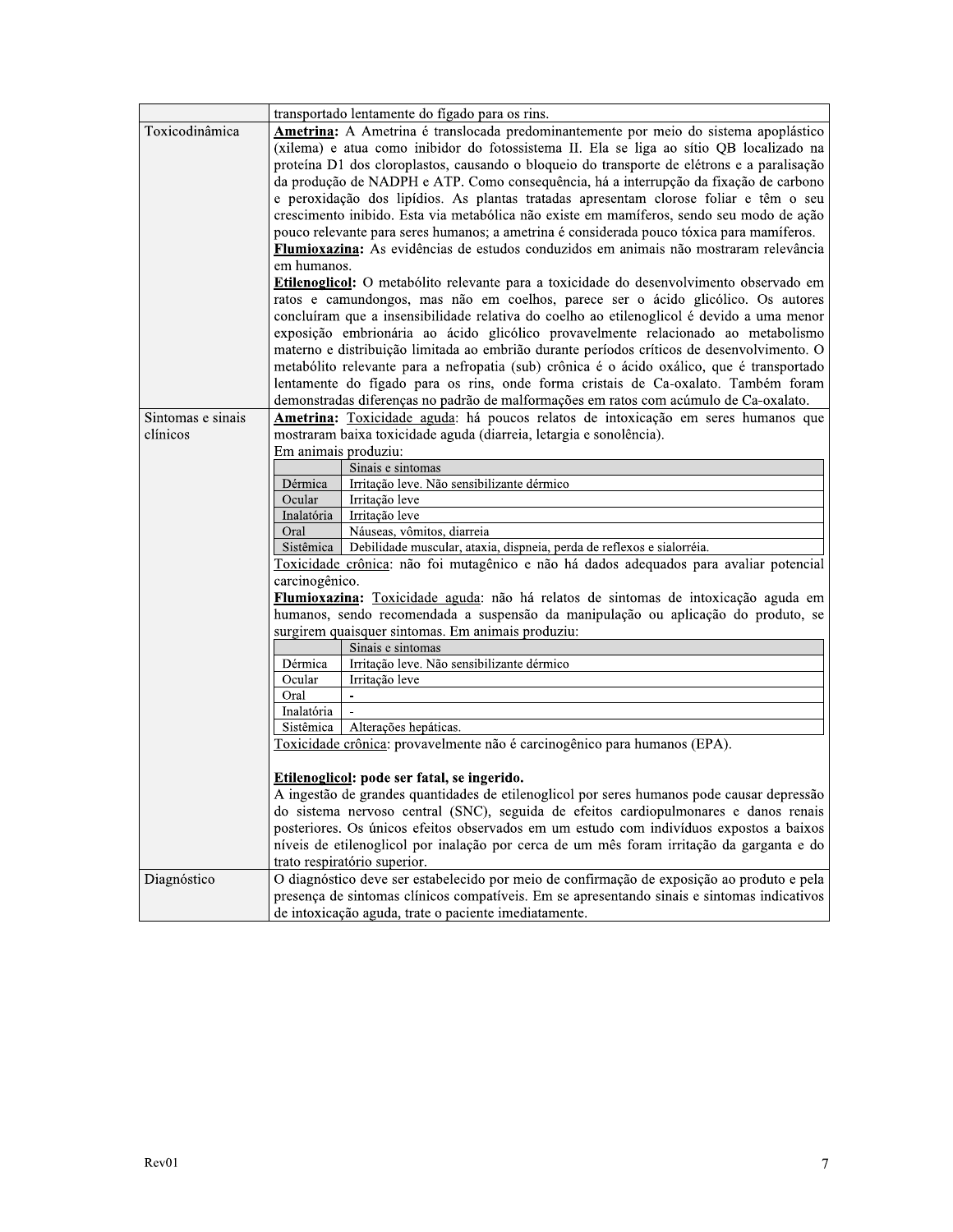| | |
|---|---|
| | transportado lentamente do fígado para os rins. |
| Toxicodinâmica | **Ametrina:** A Ametrina é translocada predominantemente por meio do sistema apoplástico (xilema) e atua como inibidor do fotossistema II. Ela se liga ao sítio QB localizado na proteína D1 dos cloroplastos, causando o bloqueio do transporte de elétrons e a paralisação da produção de NADPH e ATP. Como consequência, há a interrupção da fixação de carbono e peroxidação dos lipídios. As plantas tratadas apresentam clorose foliar e têm o seu crescimento inibido. Esta via metabólica não existe em mamíferos, sendo seu modo de ação pouco relevante para seres humanos; a ametrina é considerada pouco tóxica para mamíferos.<br>**Flumioxazina:** As evidências de estudos conduzidos em animais não mostraram relevância em humanos.<br>**Etilenoglicol:** O metabólito relevante para a toxicidade do desenvolvimento observado em ratos e camundongos, mas não em coelhos, parece ser o ácido glicólico. Os autores concluíram que a insensibilidade relativa do coelho ao etilenoglicol é devido a uma menor exposição embriônaria ao ácido glicólico provavelmente relacionado ao metabolismo materno e distribuição limitada ao embrião durante períodos críticos de desenvolvimento. O metabólito relevante para a nefropatia (sub) crônica é o ácido oxálico, que é transportado lentamente do fígado para os rins, onde forma cristais de Ca-oxalato. Também foram demonstradas diferenças no padrão de malformações em ratos com acúmulo de Ca-oxalato. |
| Sintomas e sinais clínicos | **Ametrina:** Toxicidade aguda: há poucos relatos de intoxicação em seres humanos que mostraram baixa toxicidade aguda (diarreia, letargia e sonolência).<br>Em animais produziu:<br>Dérmica: Irritação leve. Não sensibilizante dérmico<br>Ocular: Irritação leve<br>Inalatória: Irritação leve<br>Oral: Náuseas, vômitos, diarreia<br>Sistêmica: Debilidade muscular, ataxia, dispneia, perda de reflexos e sialorréia.<br>Toxicidade crônica: não foi mutagênico e não há dados adequados para avaliar potencial carcinogênico.<br>**Flumioxazina:** Toxicidade aguda: não há relatos de sintomas de intoxicação aguda em humanos, sendo recomendada a suspensão da manipulação ou aplicação do produto, se surgirem quaisquer sintomas. Em animais produziu:<br>Dérmica: Irritação leve. Não sensibilizante dérmico<br>Ocular: Irritação leve<br>Oral: -<br>Inalatória: -<br>Sistêmica: Alterações hepáticas.<br>Toxicidade crônica: provavelmente não é carcinogênico para humanos (EPA).<br><br>**Etilenoglicol: pode ser fatal, se ingerido.**<br>A ingestão de grandes quantidades de etilenoglicol por seres humanos pode causar depressão do sistema nervoso central (SNC), seguida de efeitos cardiopulmonares e danos renais posteriores. Os únicos efeitos observados em um estudo com indivíduos expostos a baixos níveis de etilenoglicol por inalação por cerca de um mês foram irritação da garganta e do trato respiratório superior. |
| Diagnóstico | O diagnóstico deve ser estabelecido por meio de confirmação de exposição ao produto e pela presença de sintomas clínicos compatíveis. Em se apresentando sinais e sintomas indicativos de intoxicação aguda, trate o paciente imediatamente. |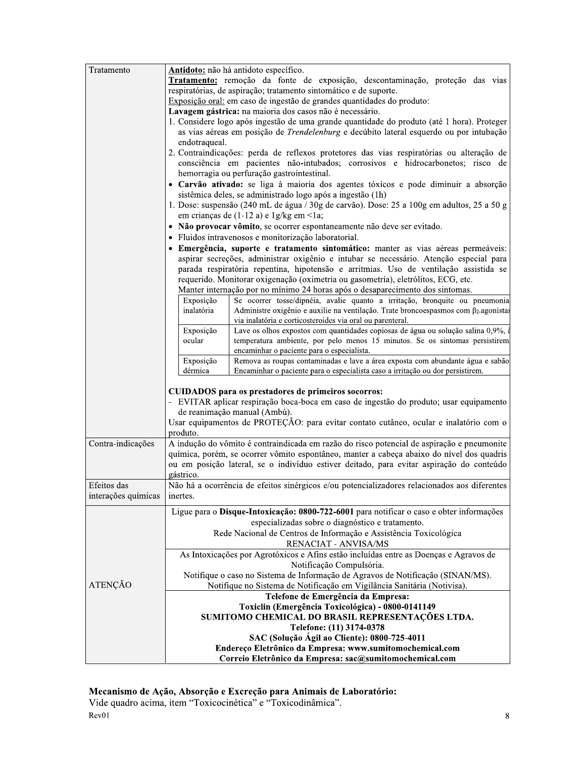| | |
|---|---|
| Tratamento | **Antídoto:** não há antídoto específico.<br>**Tratamento:** remoção da fonte de exposição, descontaminação, proteção das vias respiratórias, de aspiração; tratamento sintomático e de suporte.<br>Exposição oral: em caso de ingestão de grandes quantidades do produto:<br>**Lavagem gástrica:** na maioria dos casos não é necessário.<br>1. Considere logo após ingestão de uma grande quantidade do produto (até 1 hora). Proteger as vias aéreas em posição de *Trendelenburg* e decúbito lateral esquerdo ou por intubação endotraqueal.<br>2. Contraindicações: perda de reflexos protetores das vias respiratórias ou alteração de consciência em pacientes não-intubados; corrosivos e hidrocarbonetos; risco de hemorragia ou perfuração gastrointestinal.<br>• **Carvão ativado:** se liga à maioria dos agentes tóxicos e pode diminuir a absorção sistêmica deles, se administrado logo após a ingestão (1h)<br>1. Dose: suspensão (240 mL de água / 30g de carvão). Dose: 25 a 100g em adultos, 25 a 50 g em crianças de (1-12 a) e 1g/kg em <1a;<br>• **Não provocar vômito**, se ocorrer espontaneamente não deve ser evitado.<br>• Fluidos intravenosos e monitorização laboratorial.<br>• **Emergência, suporte e tratamento sintomático:** manter as vias aéreas permeáveis: aspirar secreções, administrar oxigênio e intubar se necessário. Atenção especial para parada respiratória repentina, hipotensão e arritmias. Uso de ventilação assistida se requerido. Monitorar oxigenação (oximetria ou gasometria), eletrólitos, ECG, etc.<br>Manter internação por no mínimo 24 horas após o desaparecimento dos sintomas.<br>**Exposição inalatória:** Se ocorrer tosse/dipnéia, avalie quanto a irritação, bronquite ou pneumonia. Administre oxigênio e auxilie na ventilação. Trate broncoespasmos com $\beta_2$-agonistas via inalatória e corticosteroides via oral ou parenteral.<br>**Exposição ocular:** Lave os olhos expostos com quantidades copiosas de água ou solução salina 0,9%, à temperatura ambiente, por pelo menos 15 minutos. Se os sintomas persistirem, encaminhar o paciente para o especialista.<br>**Exposição dérmica:** Remova as roupas contaminadas e lave a área exposta com abundante água e sabão. Encaminhar o paciente para o especialista caso a irritação ou dor persistirem.<br><br>**CUIDADOS para os prestadores de primeiros socorros:**<br>- EVITAR aplicar respiração boca-boca em caso de ingestão do produto; usar equipamento de reanimação manual (Ambú).<br>Usar equipamentos de PROTEÇÃO: para evitar contato cutâneo, ocular e inalatório com o produto. |
| Contra-indicações | A indução do vômito é contraindicada em razão do risco potencial de aspiração e pneumonite química, porém, se ocorrer vômito espontâneo, manter a cabeça abaixo do nível dos quadris ou em posição lateral, se o indivíduo estiver deitado, para evitar aspiração do conteúdo gástrico. |
| Efeitos das interações químicas | Não há a ocorrência de efeitos sinérgicos e/ou potencializadores relacionados aos diferentes inertes. |
| ATENÇÃO | Ligue para o **Disque-Intoxicação: 0800-722-6001** para notificar o caso e obter informações especializadas sobre o diagnóstico e tratamento.<br>Rede Nacional de Centros de Informação e Assistência Toxicológica<br>RENACIAT - ANVISA/MS<br><br>As Intoxicações por Agrotóxicos e Afins estão incluídas entre as Doenças e Agravos de Notificação Compulsória.<br>Notifique o caso no Sistema de Informação de Agravos de Notificação (SINAN/MS).<br>Notifique no Sistema de Notificação em Vigilância Sanitária (Notivisa).<br><br>**Telefone de Emergência da Empresa:**<br>**Toxiclin (Emergência Toxicológica) - 0800-0141149**<br>**SUMITOMO CHEMICAL DO BRASIL REPRESENTAÇÕES LTDA.**<br>**Telefone: (11) 3174-0378**<br>**SAC (Solução Ágil ao Cliente): 0800-725-4011**<br>**Endereço Eletrônico da Empresa: www.sumitomochemical.com**<br>**Correio Eletrônico da Empresa: sac@sumitomochemical.com** |

**Mecanismo de Ação, Absorção e Excreção para Animais de Laboratório:**

Vide quadro acima, item "Toxicocinética" e "Toxicodinâmica".

Rev01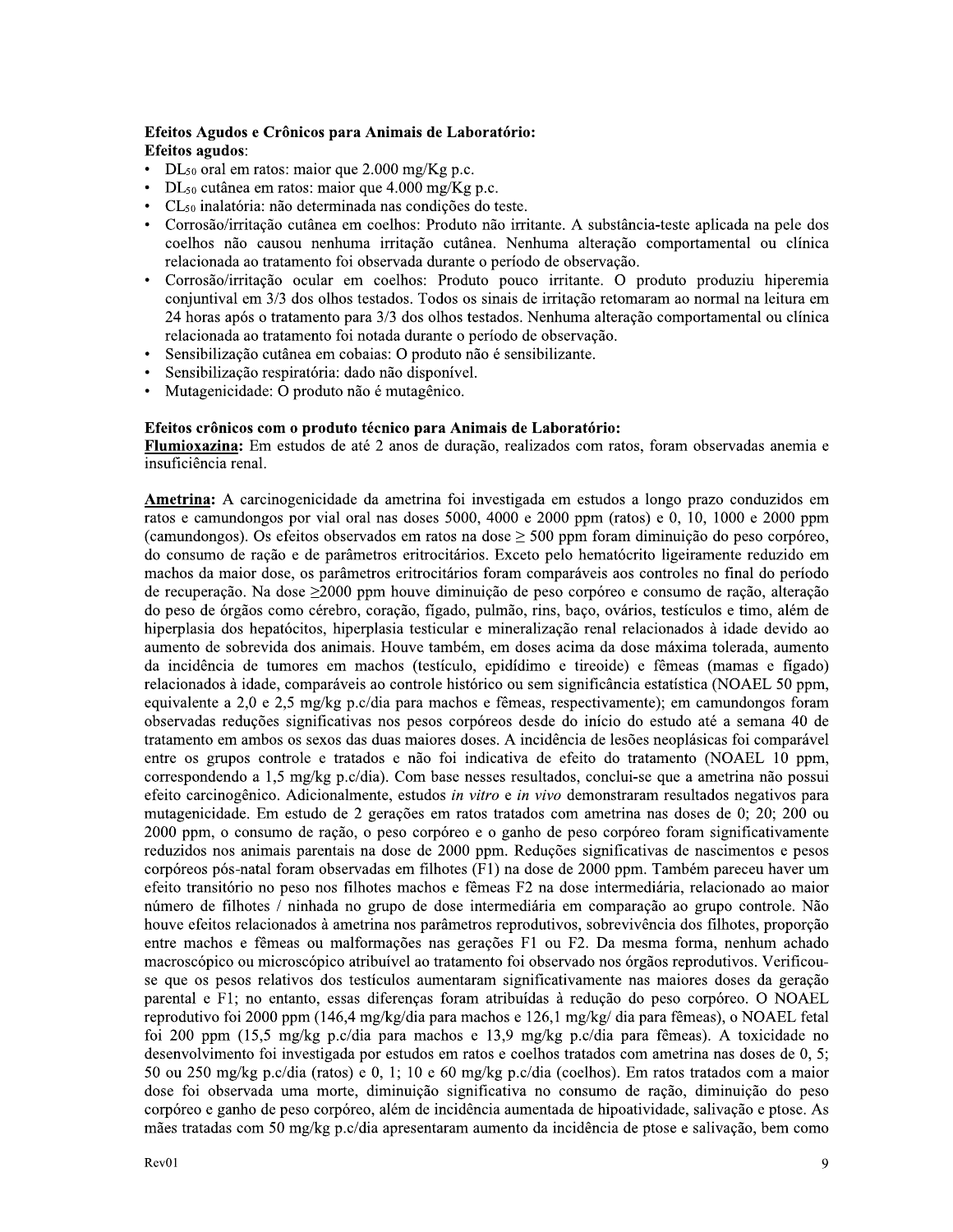**Efeitos Agudos e Crônicos para Animais de Laboratório:**
**Efeitos agudos**:

- $DL_{50}$ oral em ratos: maior que 2.000 mg/Kg p.c.
- $DL_{50}$ cutânea em ratos: maior que 4.000 mg/Kg p.c.
- $CL_{50}$ inalatória: não determinada nas condições do teste.
- Corrosão/irritação cutânea em coelhos: Produto não irritante. A substância-teste aplicada na pele dos coelhos não causou nenhuma irritação cutânea. Nenhuma alteração comportamental ou clínica relacionada ao tratamento foi observada durante o período de observação.
- Corrosão/irritação ocular em coelhos: Produto pouco irritante. O produto produziu hiperemia conjuntival em 3/3 dos olhos testados. Todos os sinais de irritação retomaram ao normal na leitura em 24 horas após o tratamento para 3/3 dos olhos testados. Nenhuma alteração comportamental ou clínica relacionada ao tratamento foi notada durante o período de observação.
- Sensibilização cutânea em cobaias: O produto não é sensibilizante.
- Sensibilização respiratória: dado não disponível.
- Mutagenicidade: O produto não é mutagênico.

**Efeitos crônicos com o produto técnico para Animais de Laboratório:**

**Flumioxazina:** Em estudos de até 2 anos de duração, realizados com ratos, foram observadas anemia e insuficiência renal.

**Ametrina:** A carcinogenicidade da ametrina foi investigada em estudos a longo prazo conduzidos em ratos e camundongos por vial oral nas doses 5000, 4000 e 2000 ppm (ratos) e 0, 10, 1000 e 2000 ppm (camundongos). Os efeitos observados em ratos na dose $\geq$ 500 ppm foram diminuição do peso corpóreo, do consumo de ração e de parâmetros eritrocitários. Exceto pelo hematócrito ligeiramente reduzido em machos da maior dose, os parâmetros eritrocitários foram comparáveis aos controles no final do período de recuperação. Na dose $\geq$2000 ppm houve diminuição de peso corpóreo e consumo de ração, alteração do peso de órgãos como cérebro, coração, fígado, pulmão, rins, baço, ovários, testículos e timo, além de hiperplasia dos hepatócitos, hiperplasia testicular e mineralização renal relacionados à idade devido ao aumento de sobrevida dos animais. Houve também, em doses acima da dose máxima tolerada, aumento da incidência de tumores em machos (testículo, epidídimo e tireoide) e fêmeas (mamas e fígado) relacionados à idade, comparáveis ao controle histórico ou sem significância estatística (NOAEL 50 ppm, equivalente a 2,0 e 2,5 mg/kg p.c/dia para machos e fêmeas, respectivamente); em camundongos foram observadas reduções significativas nos pesos corpóreos desde do início do estudo até a semana 40 de tratamento em ambos os sexos das duas maiores doses. A incidência de lesões neoplásicas foi comparável entre os grupos controle e tratados e não foi indicativa de efeito do tratamento (NOAEL 10 ppm, correspondendo a 1,5 mg/kg p.c/dia). Com base nesses resultados, conclui-se que a ametrina não possui efeito carcinogênico. Adicionalmente, estudos *in vitro* e *in vivo* demonstraram resultados negativos para mutagenicidade. Em estudo de 2 gerações em ratos tratados com ametrina nas doses de 0; 20; 200 ou 2000 ppm, o consumo de ração, o peso corpóreo e o ganho de peso corpóreo foram significativamente reduzidos nos animais parentais na dose de 2000 ppm. Reduções significativas de nascimentos e pesos corpóreos pós-natal foram observadas em filhotes (F1) na dose de 2000 ppm. Também pareceu haver um efeito transitório no peso nos filhotes machos e fêmeas F2 na dose intermediária, relacionado ao maior número de filhotes / ninhada no grupo de dose intermediária em comparação ao grupo controle. Não houve efeitos relacionados à ametrina nos parâmetros reprodutivos, sobrevivência dos filhotes, proporção entre machos e fêmeas ou malformações nas gerações F1 ou F2. Da mesma forma, nenhum achado macroscópico ou microscópico atribuível ao tratamento foi observado nos órgãos reprodutivos. Verificou-se que os pesos relativos dos testículos aumentaram significativamente nas maiores doses da geração parental e F1; no entanto, essas diferenças foram atribuídas à redução do peso corpóreo. O NOAEL reprodutivo foi 2000 ppm (146,4 mg/kg/dia para machos e 126,1 mg/kg/ dia para fêmeas), o NOAEL fetal foi 200 ppm (15,5 mg/kg p.c/dia para machos e 13,9 mg/kg p.c/dia para fêmeas). A toxicidade no desenvolvimento foi investigada por estudos em ratos e coelhos tratados com ametrina nas doses de 0, 5; 50 ou 250 mg/kg p.c/dia (ratos) e 0, 1; 10 e 60 mg/kg p.c/dia (coelhos). Em ratos tratados com a maior dose foi observada uma morte, diminuição significativa no consumo de ração, diminuição do peso corpóreo e ganho de peso corpóreo, além de incidência aumentada de hipoatividade, salivação e ptose. As mães tratadas com 50 mg/kg p.c/dia apresentaram aumento da incidência de ptose e salivação, bem como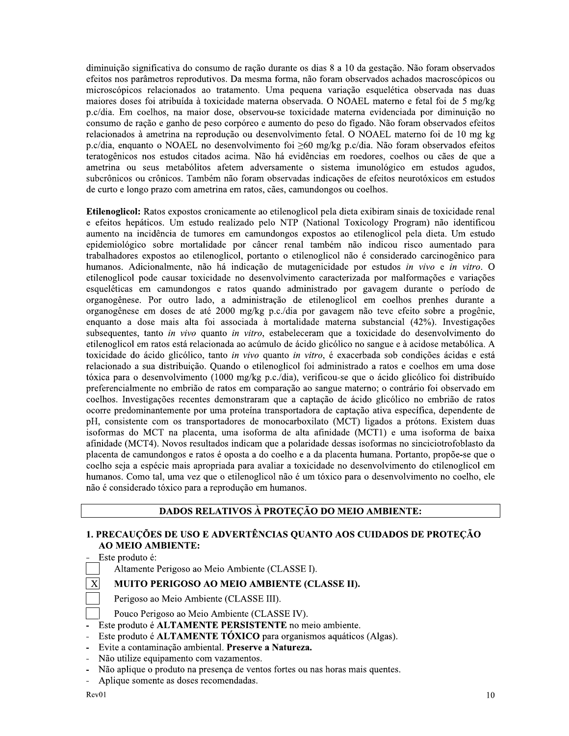diminuição significativa do consumo de ração durante os dias 8 a 10 da gestação. Não foram observados efeitos nos parâmetros reprodutivos. Da mesma forma, não foram observados achados macroscópicos ou microscópicos relacionados ao tratamento. Uma pequena variação esquelética observada nas duas maiores doses foi atribuída à toxicidade materna observada. O NOAEL materno e fetal foi de 5 mg/kg p.c/dia. Em coelhos, na maior dose, observou-se toxicidade materna evidenciada por diminuição no consumo de ração e ganho de peso corpóreo e aumento do peso do fígado. Não foram observados efeitos relacionados à ametrina na reprodução ou desenvolvimento fetal. O NOAEL materno foi de 10 mg kg p.c/dia, enquanto o NOAEL no desenvolvimento foi ≥60 mg/kg p.c/dia. Não foram observados efeitos teratogênicos nos estudos citados acima. Não há evidências em roedores, coelhos ou cães de que a ametrina ou seus metabólitos afetem adversamente o sistema imunológico em estudos agudos, subcrônicos ou crônicos. Também não foram observadas indicações de efeitos neurotóxicos em estudos de curto e longo prazo com ametrina em ratos, cães, camundongos ou coelhos.

**Etilenoglicol:** Ratos expostos cronicamente ao etilenoglicol pela dieta exibiram sinais de toxicidade renal e efeitos hepáticos. Um estudo realizado pelo NTP (National Toxicology Program) não identificou aumento na incidência de tumores em camundongos expostos ao etilenoglicol pela dieta. Um estudo epidemiológico sobre mortalidade por câncer renal também não indicou risco aumentado para trabalhadores expostos ao etilenoglicol, portanto o etilenoglicol não é considerado carcinogênico para humanos. Adicionalmente, não há indicação de mutagenicidade por estudos *in vivo* e *in vitro*. O etilenoglicol pode causar toxicidade no desenvolvimento caracterizada por malformações e variações esqueléticas em camundongos e ratos quando administrado por gavagem durante o período de organogênese. Por outro lado, a administração de etilenoglicol em coelhos prenhes durante a organogênese em doses de até 2000 mg/kg p.c./dia por gavagem não teve efeito sobre a progênie, enquanto a dose mais alta foi associada à mortalidade materna substancial (42%). Investigações subsequentes, tanto *in vivo* quanto *in vitro*, estabeleceram que a toxicidade do desenvolvimento do etilenoglicol em ratos está relacionada ao acúmulo de ácido glicólico no sangue e à acidose metabólica. A toxicidade do ácido glicólico, tanto *in vivo* quanto *in vitro*, é exacerbada sob condições ácidas e está relacionado a sua distribuição. Quando o etilenoglicol foi administrado a ratos e coelhos em uma dose tóxica para o desenvolvimento (1000 mg/kg p.c./dia), verificou-se que o ácido glicólico foi distribuído preferencialmente no embrião de ratos em comparação ao sangue materno; o contrário foi observado em coelhos. Investigações recentes demonstraram que a captação de ácido glicólico no embrião de ratos ocorre predominantemente por uma proteína transportadora de captação ativa específica, dependente de pH, consistente com os transportadores de monocarboxilato (MCT) ligados a prótons. Existem duas isoformas do MCT na placenta, uma isoforma de alta afinidade (MCT1) e uma isoforma de baixa afinidade (MCT4). Novos resultados indicam que a polaridade dessas isoformas no sinciciotrofoblasto da placenta de camundongos e ratos é oposta a do coelho e a da placenta humana. Portanto, propõe-se que o coelho seja a espécie mais apropriada para avaliar a toxicidade no desenvolvimento do etilenoglicol em humanos. Como tal, uma vez que o etilenoglicol não é um tóxico para o desenvolvimento no coelho, ele não é considerado tóxico para a reprodução em humanos.

## DADOS RELATIVOS À PROTEÇÃO DO MEIO AMBIENTE:

### 1. PRECAUÇÕES DE USO E ADVERTÊNCIAS QUANTO AOS CUIDADOS DE PROTEÇÃO AO MEIO AMBIENTE:

- Este produto é:
  - [ ] Altamente Perigoso ao Meio Ambiente (CLASSE I).
  - [X] **MUITO PERIGOSO AO MEIO AMBIENTE (CLASSE II).**
  - [ ] Perigoso ao Meio Ambiente (CLASSE III).
  - [ ] Pouco Perigoso ao Meio Ambiente (CLASSE IV).
- Este produto é **ALTAMENTE PERSISTENTE** no meio ambiente.
- Este produto é **ALTAMENTE TÓXICO** para organismos aquáticos (Algas).
- Evite a contaminação ambiental. **Preserve a Natureza.**
- Não utilize equipamento com vazamentos.
- Não aplique o produto na presença de ventos fortes ou nas horas mais quentes.
- Aplique somente as doses recomendadas.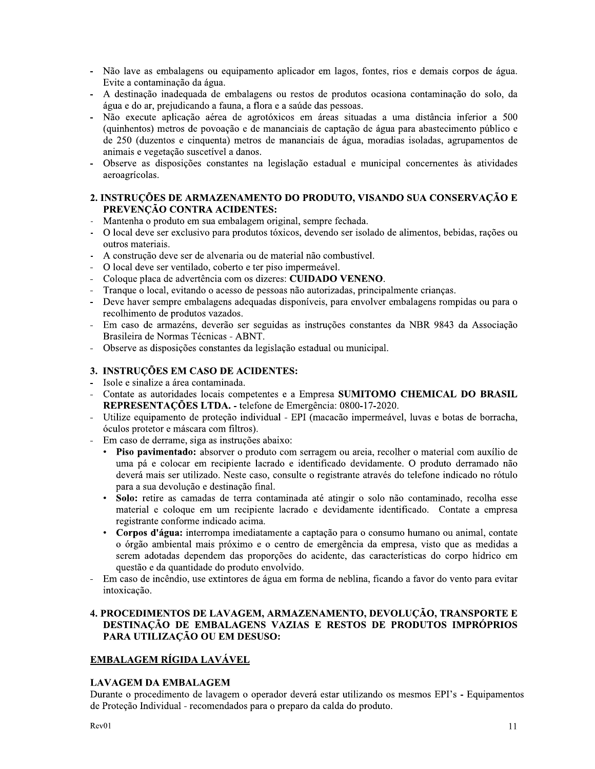- Não lave as embalagens ou equipamento aplicador em lagos, fontes, rios e demais corpos de água. Evite a contaminação da água.
- A destinação inadequada de embalagens ou restos de produtos ocasiona contaminação do solo, da água e do ar, prejudicando a fauna, a flora e a saúde das pessoas.
- Não execute aplicação aérea de agrotóxicos em áreas situadas a uma distância inferior a 500 (quinhentos) metros de povoação e de mananciais de captação de água para abastecimento público e de 250 (duzentos e cinquenta) metros de mananciais de água, moradias isoladas, agrupamentos de animais e vegetação suscetível a danos.
- Observe as disposições constantes na legislação estadual e municipal concernentes às atividades aeroagrícolas.

## 2. INSTRUÇÕES DE ARMAZENAMENTO DO PRODUTO, VISANDO SUA CONSERVAÇÃO E PREVENÇÃO CONTRA ACIDENTES:

- Mantenha o produto em sua embalagem original, sempre fechada.
- O local deve ser exclusivo para produtos tóxicos, devendo ser isolado de alimentos, bebidas, rações ou outros materiais.
- A construção deve ser de alvenaria ou de material não combustível.
- O local deve ser ventilado, coberto e ter piso impermeável.
- Coloque placa de advertência com os dizeres: **CUIDADO VENENO**.
- Tranque o local, evitando o acesso de pessoas não autorizadas, principalmente crianças.
- Deve haver sempre embalagens adequadas disponíveis, para envolver embalagens rompidas ou para o recolhimento de produtos vazados.
- Em caso de armazéns, deverão ser seguidas as instruções constantes da NBR 9843 da Associação Brasileira de Normas Técnicas - ABNT.
- Observe as disposições constantes da legislação estadual ou municipal.

## 3. INSTRUÇÕES EM CASO DE ACIDENTES:

- Isole e sinalize a área contaminada.
- Contate as autoridades locais competentes e a Empresa **SUMITOMO CHEMICAL DO BRASIL REPRESENTAÇÕES LTDA.** - telefone de Emergência: 0800-17-2020.
- Utilize equipamento de proteção individual - EPI (macacão impermeável, luvas e botas de borracha, óculos protetor e máscara com filtros).
- Em caso de derrame, siga as instruções abaixo:
  - **Piso pavimentado:** absorver o produto com serragem ou areia, recolher o material com auxílio de uma pá e colocar em recipiente lacrado e identificado devidamente. O produto derramado não deverá mais ser utilizado. Neste caso, consulte o registrante através do telefone indicado no rótulo para a sua devolução e destinação final.
  - **Solo:** retire as camadas de terra contaminada até atingir o solo não contaminado, recolha esse material e coloque em um recipiente lacrado e devidamente identificado. Contate a empresa registrante conforme indicado acima.
  - **Corpos d'água:** interrompa imediatamente a captação para o consumo humano ou animal, contate o órgão ambiental mais próximo e o centro de emergência da empresa, visto que as medidas a serem adotadas dependem das proporções do acidente, das características do corpo hídrico em questão e da quantidade do produto envolvido.
- Em caso de incêndio, use extintores de água em forma de neblina, ficando a favor do vento para evitar intoxicação.

## 4. PROCEDIMENTOS DE LAVAGEM, ARMAZENAMENTO, DEVOLUÇÃO, TRANSPORTE E DESTINAÇÃO DE EMBALAGENS VAZIAS E RESTOS DE PRODUTOS IMPRÓPRIOS PARA UTILIZAÇÃO OU EM DESUSO:

### EMBALAGEM RÍGIDA LAVÁVEL

### LAVAGEM DA EMBALAGEM

Durante o procedimento de lavagem o operador deverá estar utilizando os mesmos EPI's - Equipamentos de Proteção Individual - recomendados para o preparo da calda do produto.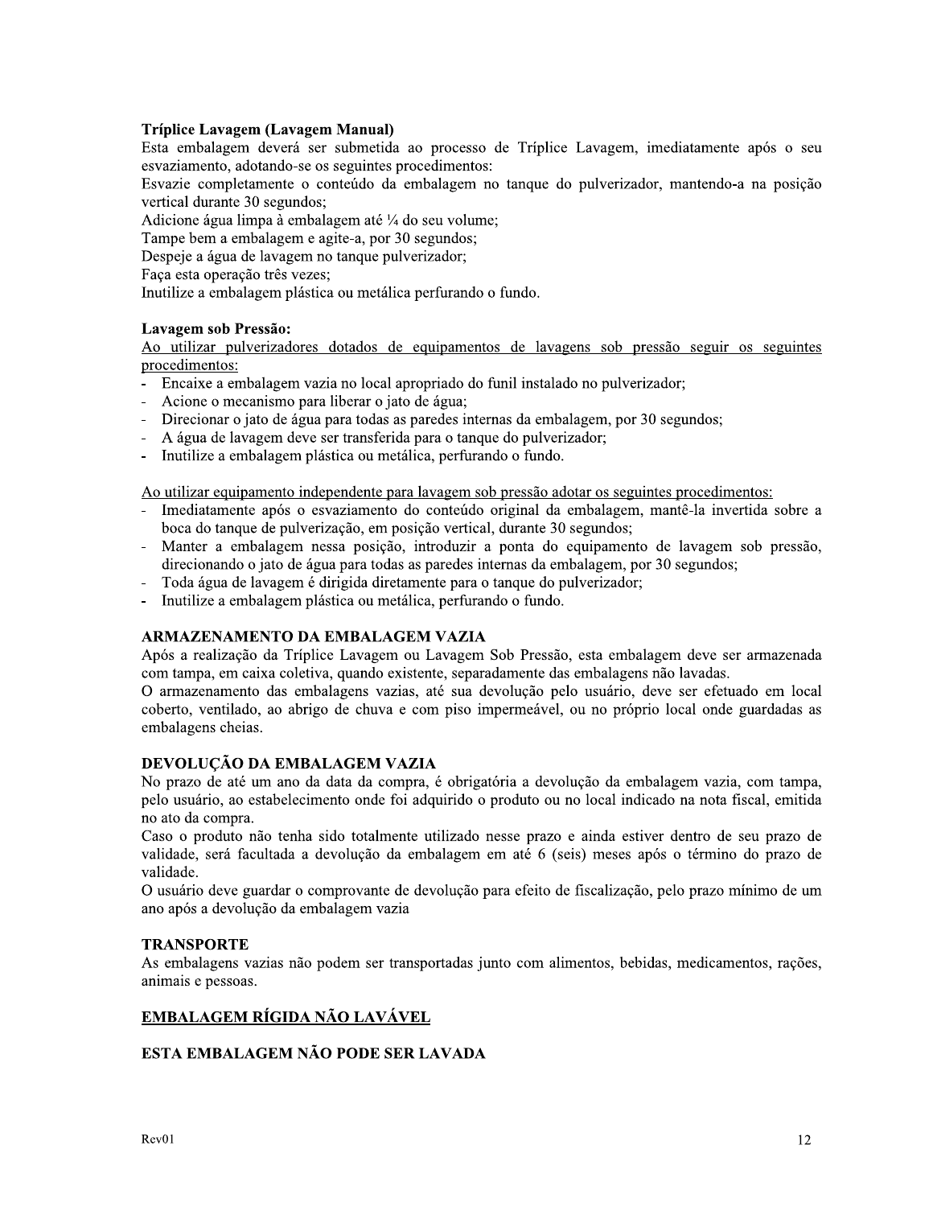**Tríplice Lavagem (Lavagem Manual)**

Esta embalagem deverá ser submetida ao processo de Tríplice Lavagem, imediatamente após o seu esvaziamento, adotando-se os seguintes procedimentos:

Esvazie completamente o conteúdo da embalagem no tanque do pulverizador, mantendo-a na posição vertical durante 30 segundos;

Adicione água limpa à embalagem até ¼ do seu volume;

Tampe bem a embalagem e agite-a, por 30 segundos;

Despeje a água de lavagem no tanque pulverizador;

Faça esta operação três vezes;

Inutilize a embalagem plástica ou metálica perfurando o fundo.

**Lavagem sob Pressão:**

<u>Ao utilizar pulverizadores dotados de equipamentos de lavagens sob pressão seguir os seguintes procedimentos:</u>

- Encaixe a embalagem vazia no local apropriado do funil instalado no pulverizador;
- Acione o mecanismo para liberar o jato de água;
- Direcionar o jato de água para todas as paredes internas da embalagem, por 30 segundos;
- A água de lavagem deve ser transferida para o tanque do pulverizador;
- Inutilize a embalagem plástica ou metálica, perfurando o fundo.

<u>Ao utilizar equipamento independente para lavagem sob pressão adotar os seguintes procedimentos:</u>

- Imediatamente após o esvaziamento do conteúdo original da embalagem, mantê-la invertida sobre a boca do tanque de pulverização, em posição vertical, durante 30 segundos;
- Manter a embalagem nessa posição, introduzir a ponta do equipamento de lavagem sob pressão, direcionando o jato de água para todas as paredes internas da embalagem, por 30 segundos;
- Toda água de lavagem é dirigida diretamente para o tanque do pulverizador;
- Inutilize a embalagem plástica ou metálica, perfurando o fundo.

**ARMAZENAMENTO DA EMBALAGEM VAZIA**

Após a realização da Tríplice Lavagem ou Lavagem Sob Pressão, esta embalagem deve ser armazenada com tampa, em caixa coletiva, quando existente, separadamente das embalagens não lavadas.

O armazenamento das embalagens vazias, até sua devolução pelo usuário, deve ser efetuado em local coberto, ventilado, ao abrigo de chuva e com piso impermeável, ou no próprio local onde guardadas as embalagens cheias.

**DEVOLUÇÃO DA EMBALAGEM VAZIA**

No prazo de até um ano da data da compra, é obrigatória a devolução da embalagem vazia, com tampa, pelo usuário, ao estabelecimento onde foi adquirido o produto ou no local indicado na nota fiscal, emitida no ato da compra.

Caso o produto não tenha sido totalmente utilizado nesse prazo e ainda estiver dentro de seu prazo de validade, será facultada a devolução da embalagem em até 6 (seis) meses após o término do prazo de validade.

O usuário deve guardar o comprovante de devolução para efeito de fiscalização, pelo prazo mínimo de um ano após a devolução da embalagem vazia

**TRANSPORTE**

As embalagens vazias não podem ser transportadas junto com alimentos, bebidas, medicamentos, rações, animais e pessoas.

**<u>EMBALAGEM RÍGIDA NÃO LAVÁVEL</u>**

**ESTA EMBALAGEM NÃO PODE SER LAVADA**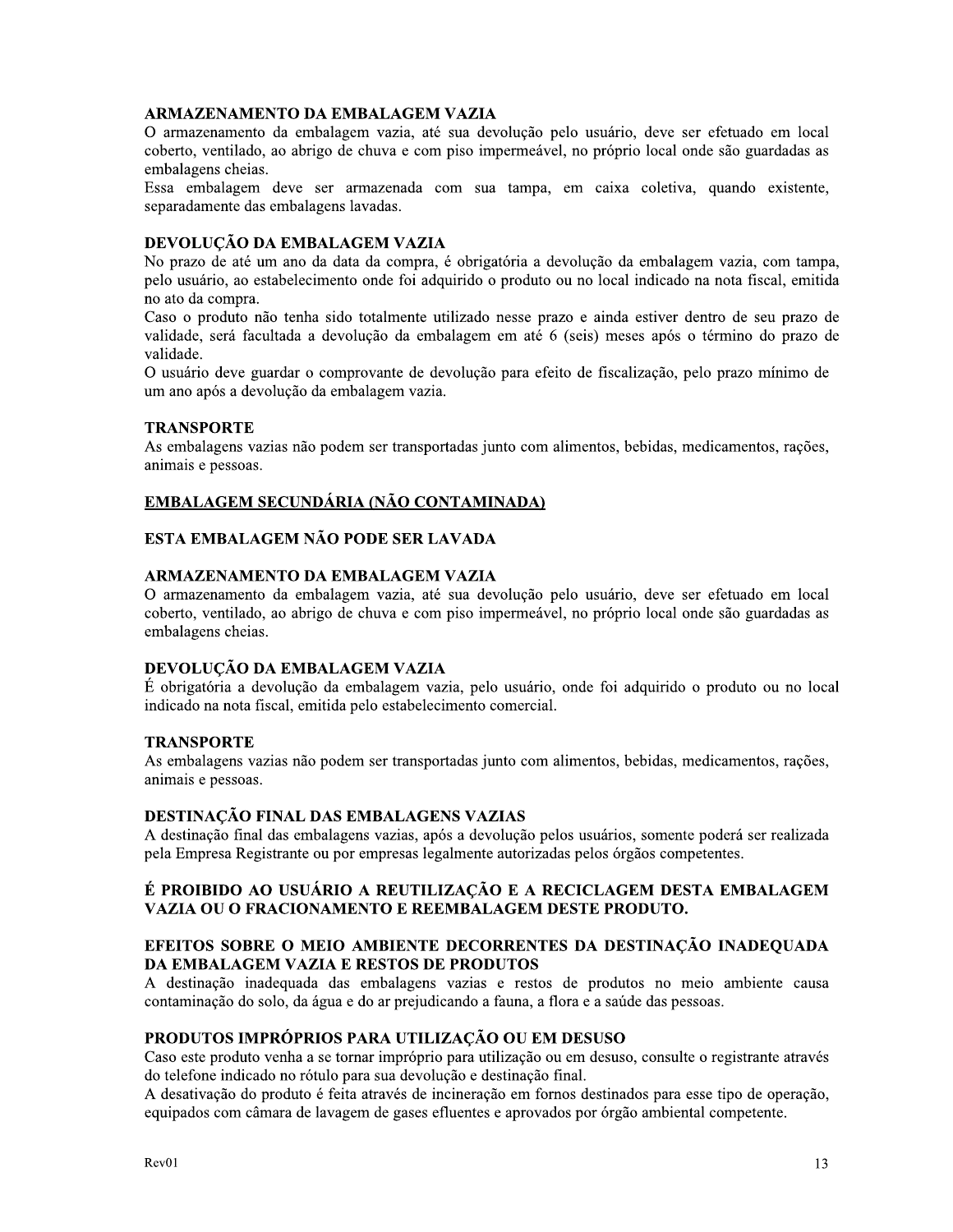### ARMAZENAMENTO DA EMBALAGEM VAZIA

O armazenamento da embalagem vazia, até sua devolução pelo usuário, deve ser efetuado em local coberto, ventilado, ao abrigo de chuva e com piso impermeável, no próprio local onde são guardadas as embalagens cheias.

Essa embalagem deve ser armazenada com sua tampa, em caixa coletiva, quando existente, separadamente das embalagens lavadas.

### DEVOLUÇÃO DA EMBALAGEM VAZIA

No prazo de até um ano da data da compra, é obrigatória a devolução da embalagem vazia, com tampa, pelo usuário, ao estabelecimento onde foi adquirido o produto ou no local indicado na nota fiscal, emitida no ato da compra.

Caso o produto não tenha sido totalmente utilizado nesse prazo e ainda estiver dentro de seu prazo de validade, será facultada a devolução da embalagem em até 6 (seis) meses após o término do prazo de validade.

O usuário deve guardar o comprovante de devolução para efeito de fiscalização, pelo prazo mínimo de um ano após a devolução da embalagem vazia.

### TRANSPORTE

As embalagens vazias não podem ser transportadas junto com alimentos, bebidas, medicamentos, rações, animais e pessoas.

## EMBALAGEM SECUNDÁRIA (NÃO CONTAMINADA)

### ESTA EMBALAGEM NÃO PODE SER LAVADA

### ARMAZENAMENTO DA EMBALAGEM VAZIA

O armazenamento da embalagem vazia, até sua devolução pelo usuário, deve ser efetuado em local coberto, ventilado, ao abrigo de chuva e com piso impermeável, no próprio local onde são guardadas as embalagens cheias.

### DEVOLUÇÃO DA EMBALAGEM VAZIA

É obrigatória a devolução da embalagem vazia, pelo usuário, onde foi adquirido o produto ou no local indicado na nota fiscal, emitida pelo estabelecimento comercial.

### TRANSPORTE

As embalagens vazias não podem ser transportadas junto com alimentos, bebidas, medicamentos, rações, animais e pessoas.

### DESTINAÇÃO FINAL DAS EMBALAGENS VAZIAS

A destinação final das embalagens vazias, após a devolução pelos usuários, somente poderá ser realizada pela Empresa Registrante ou por empresas legalmente autorizadas pelos órgãos competentes.

### É PROIBIDO AO USUÁRIO A REUTILIZAÇÃO E A RECICLAGEM DESTA EMBALAGEM VAZIA OU O FRACIONAMENTO E REEMBALAGEM DESTE PRODUTO.

### EFEITOS SOBRE O MEIO AMBIENTE DECORRENTES DA DESTINAÇÃO INADEQUADA DA EMBALAGEM VAZIA E RESTOS DE PRODUTOS

A destinação inadequada das embalagens vazias e restos de produtos no meio ambiente causa contaminação do solo, da água e do ar prejudicando a fauna, a flora e a saúde das pessoas.

### PRODUTOS IMPRÓPRIOS PARA UTILIZAÇÃO OU EM DESUSO

Caso este produto venha a se tornar impróprio para utilização ou em desuso, consulte o registrante através do telefone indicado no rótulo para sua devolução e destinação final.

A desativação do produto é feita através de incineração em fornos destinados para esse tipo de operação, equipados com câmara de lavagem de gases efluentes e aprovados por órgão ambiental competente.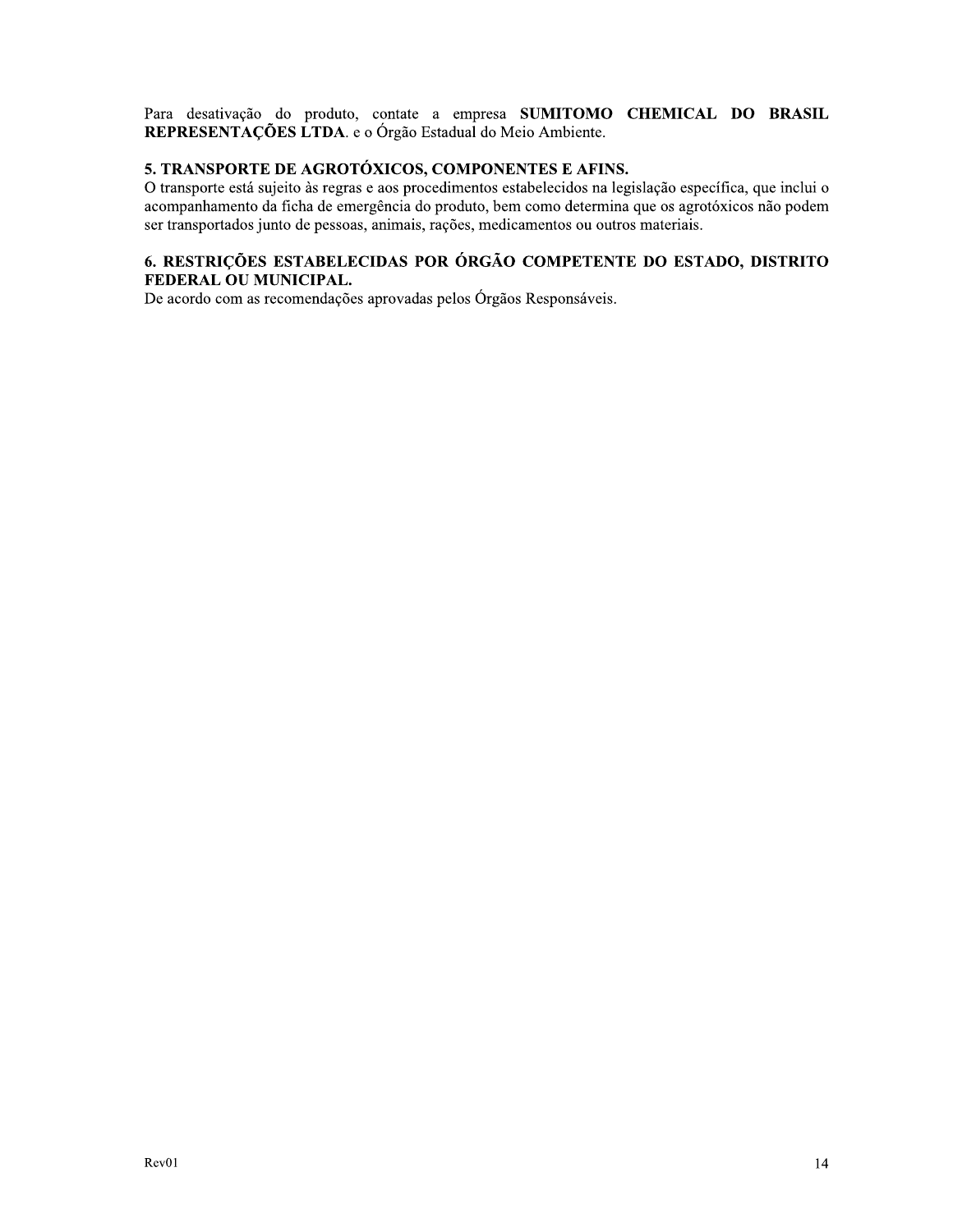Para desativação do produto, contate a empresa **SUMITOMO CHEMICAL DO BRASIL REPRESENTAÇÕES LTDA**. e o Órgão Estadual do Meio Ambiente.

## 5. TRANSPORTE DE AGROTÓXICOS, COMPONENTES E AFINS.

O transporte está sujeito às regras e aos procedimentos estabelecidos na legislação específica, que inclui o acompanhamento da ficha de emergência do produto, bem como determina que os agrotóxicos não podem ser transportados junto de pessoas, animais, rações, medicamentos ou outros materiais.

## 6. RESTRIÇÕES ESTABELECIDAS POR ÓRGÃO COMPETENTE DO ESTADO, DISTRITO FEDERAL OU MUNICIPAL.

De acordo com as recomendações aprovadas pelos Órgãos Responsáveis.